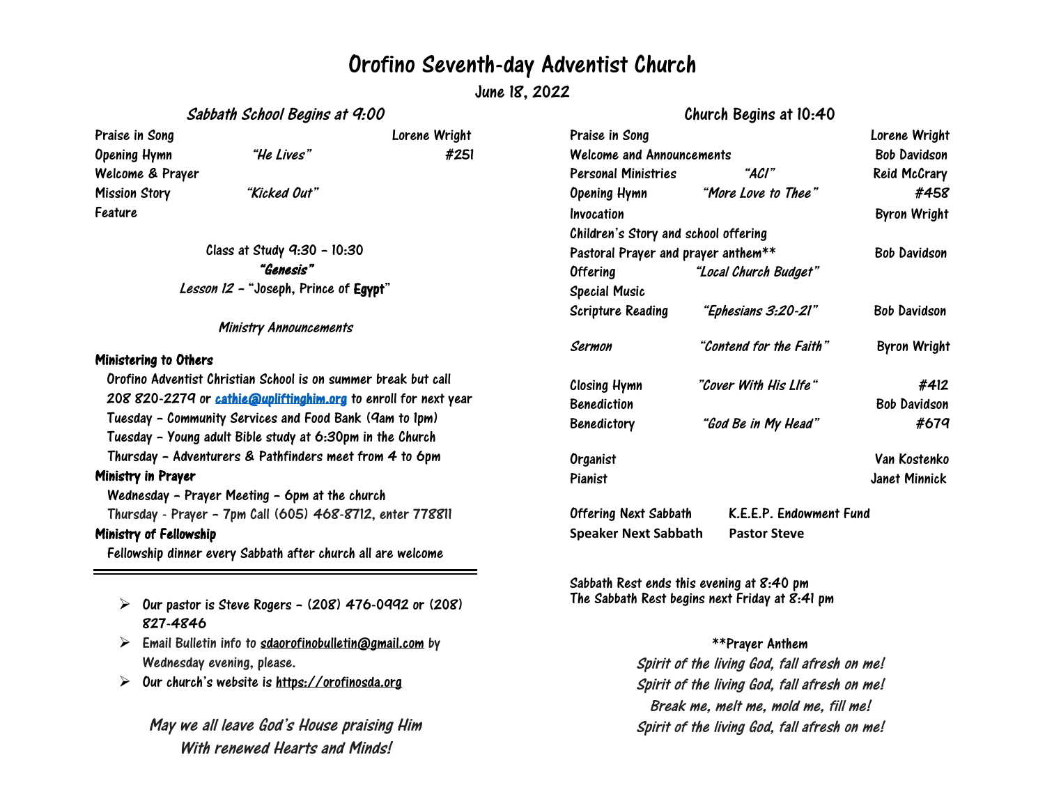# Orofino Seventh-day Adventist Church

June 18, 2022

## *Sabbath School Begins at 9:00*

| | | |
|---|---|---|
| Praise in Song | | Lorene Wright |
| Opening Hymn | *"He Lives"* | *#251* |
| Welcome & Prayer | | |
| Mission Story | *"Kicked Out"* | |
| Feature | | |

Class at Study 9:30 – 10:30

***"Genesis"***

*Lesson 12* – "Joseph, Prince of Egypt"

*Ministry Announcements*

**Ministering to Others**

Orofino Adventist Christian School is on summer break but call 208 820-2279 or cathie@upliftinghim.org to enroll for next year

Tuesday – Community Services and Food Bank (9am to 1pm)

Tuesday – Young adult Bible study at 6:30pm in the Church

Thursday – Adventurers & Pathfinders meet from 4 to 6pm

**Ministry in Prayer**

Wednesday – Prayer Meeting – 6pm at the church

Thursday - Prayer – 7pm Call (605) 468-8712, enter 778811

**Ministry of Fellowship**

Fellowship dinner every Sabbath after church all are welcome

---

- Our pastor is Steve Rogers – (208) 476-0992 or (208) 827-4846
- Email Bulletin info to sdaorofinobulletin@gmail.com by Wednesday evening, please.
- Our church's website is https://orofinosda.org

*May we all leave God's House praising Him*
*With renewed Hearts and Minds!*

## Church Begins at 10:40

| | | |
|---|---|---|
| Praise in Song | | Lorene Wright |
| Welcome and Announcements | | Bob Davidson |
| Personal Ministries | *"ACI"* | Reid McCrary |
| Opening Hymn | *"More Love to Thee"* | *#458* |
| Invocation | | Byron Wright |
| Children's Story and school offering | | |
| Pastoral Prayer and prayer anthem** | | Bob Davidson |
| Offering | *"Local Church Budget"* | |
| Special Music | | |
| Scripture Reading | *"Ephesians 3:20-21"* | Bob Davidson |
| *Sermon* | *"Contend for the Faith"* | Byron Wright |
| Closing Hymn | *"Cover With His Life"* | *#412* |
| Benediction | | Bob Davidson |
| Benedictory | *"God Be in My Head"* | *#679* |
| Organist | | Van Kostenko |
| Pianist | | Janet Minnick |

Offering Next Sabbath K.E.E.P. Endowment Fund

**Speaker Next Sabbath Pastor Steve**

Sabbath Rest ends this evening at 8:40 pm
The Sabbath Rest begins next Friday at 8:41 pm

**Prayer Anthem

*Spirit of the living God, fall afresh on me!*
*Spirit of the living God, fall afresh on me!*
*Break me, melt me, mold me, fill me!*
*Spirit of the living God, fall afresh on me!*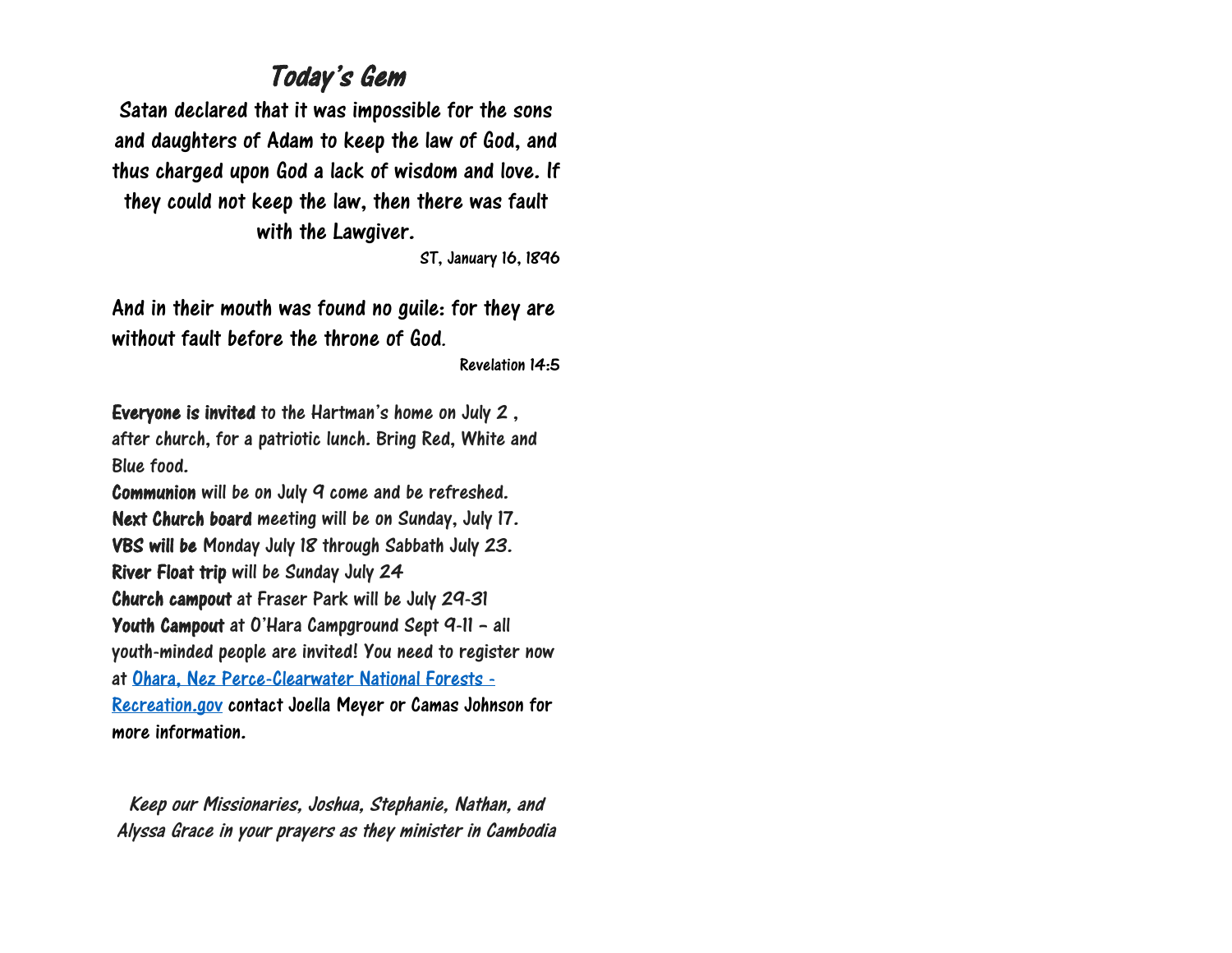# Today's Gem

Satan declared that it was impossible for the sons and daughters of Adam to keep the law of God, and thus charged upon God a lack of wisdom and love. If they could not keep the law, then there was fault with the Lawgiver.

ST, January 16, 1896

And in their mouth was found no guile: for they are without fault before the throne of God.

Revelation 14:5

**Everyone is invited** to the Hartman's home on July 2 , after church, for a patriotic lunch. Bring Red, White and Blue food.

**Communion** will be on July 9 come and be refreshed.

**Next Church board** meeting will be on Sunday, July 17.

**VBS will be** Monday July 18 through Sabbath July 23.

**River Float trip** will be Sunday July 24

**Church campout** at Fraser Park will be July 29-31

**Youth Campout** at O'Hara Campground Sept 9-11 – all youth-minded people are invited! You need to register now at [Ohara, Nez Perce-Clearwater National Forests - Recreation.gov]() contact Joella Meyer or Camas Johnson for more information.

*Keep our Missionaries, Joshua, Stephanie, Nathan, and Alyssa Grace in your prayers as they minister in Cambodia*